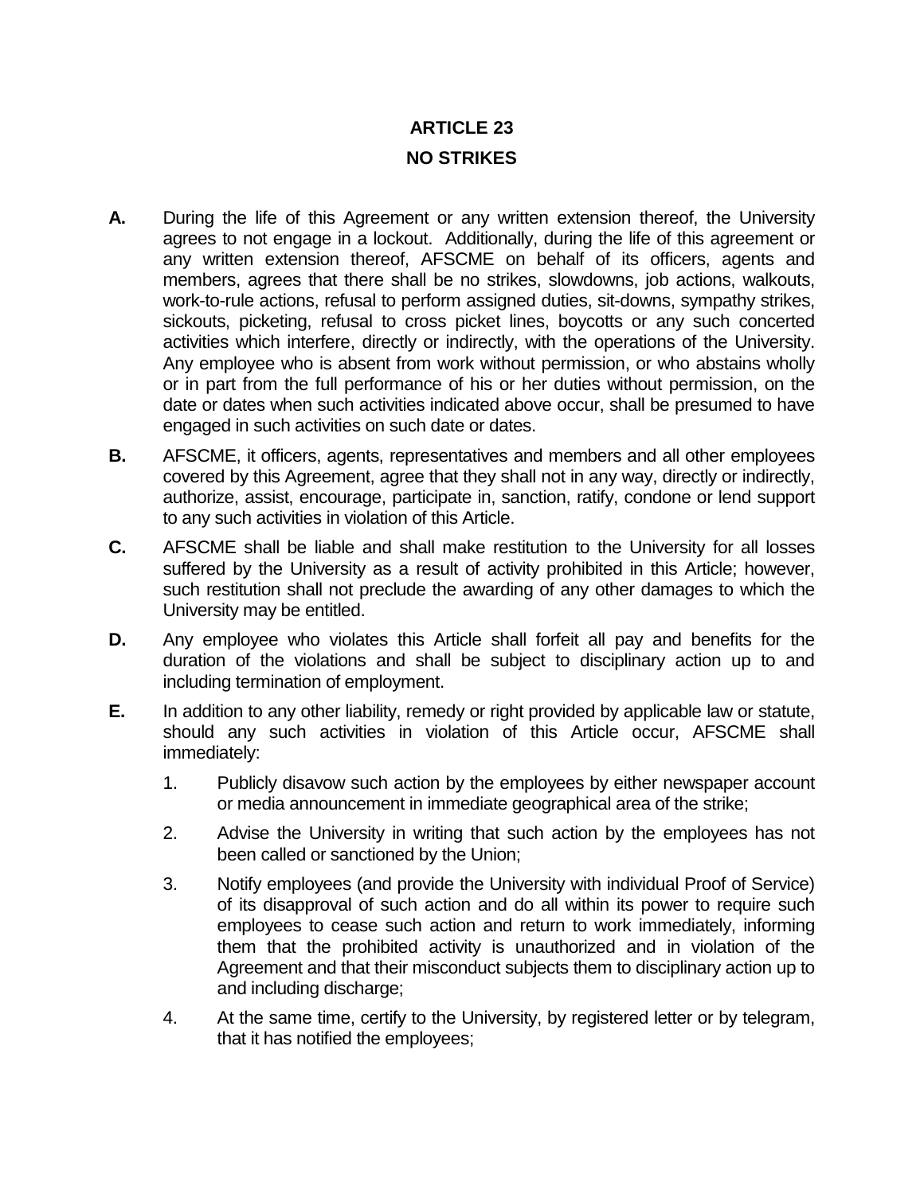# ARTICLE 23

## NO STRIKES

**A.** During the life of this Agreement or any written extension thereof, the University agrees to not engage in a lockout. Additionally, during the life of this agreement or any written extension thereof, AFSCME on behalf of its officers, agents and members, agrees that there shall be no strikes, slowdowns, job actions, walkouts, work-to-rule actions, refusal to perform assigned duties, sit-downs, sympathy strikes, sickouts, picketing, refusal to cross picket lines, boycotts or any such concerted activities which interfere, directly or indirectly, with the operations of the University. Any employee who is absent from work without permission, or who abstains wholly or in part from the full performance of his or her duties without permission, on the date or dates when such activities indicated above occur, shall be presumed to have engaged in such activities on such date or dates.

**B.** AFSCME, it officers, agents, representatives and members and all other employees covered by this Agreement, agree that they shall not in any way, directly or indirectly, authorize, assist, encourage, participate in, sanction, ratify, condone or lend support to any such activities in violation of this Article.

**C.** AFSCME shall be liable and shall make restitution to the University for all losses suffered by the University as a result of activity prohibited in this Article; however, such restitution shall not preclude the awarding of any other damages to which the University may be entitled.

**D.** Any employee who violates this Article shall forfeit all pay and benefits for the duration of the violations and shall be subject to disciplinary action up to and including termination of employment.

**E.** In addition to any other liability, remedy or right provided by applicable law or statute, should any such activities in violation of this Article occur, AFSCME shall immediately:

1. Publicly disavow such action by the employees by either newspaper account or media announcement in immediate geographical area of the strike;
2. Advise the University in writing that such action by the employees has not been called or sanctioned by the Union;
3. Notify employees (and provide the University with individual Proof of Service) of its disapproval of such action and do all within its power to require such employees to cease such action and return to work immediately, informing them that the prohibited activity is unauthorized and in violation of the Agreement and that their misconduct subjects them to disciplinary action up to and including discharge;
4. At the same time, certify to the University, by registered letter or by telegram, that it has notified the employees;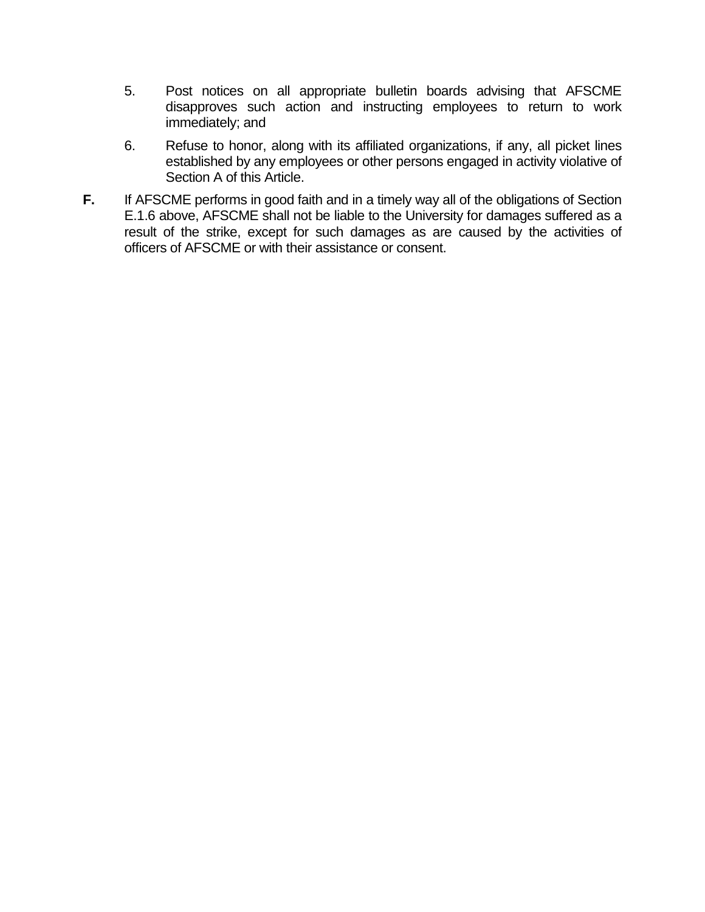5. Post notices on all appropriate bulletin boards advising that AFSCME disapproves such action and instructing employees to return to work immediately; and

6. Refuse to honor, along with its affiliated organizations, if any, all picket lines established by any employees or other persons engaged in activity violative of Section A of this Article.

**F.** If AFSCME performs in good faith and in a timely way all of the obligations of Section E.1.6 above, AFSCME shall not be liable to the University for damages suffered as a result of the strike, except for such damages as are caused by the activities of officers of AFSCME or with their assistance or consent.